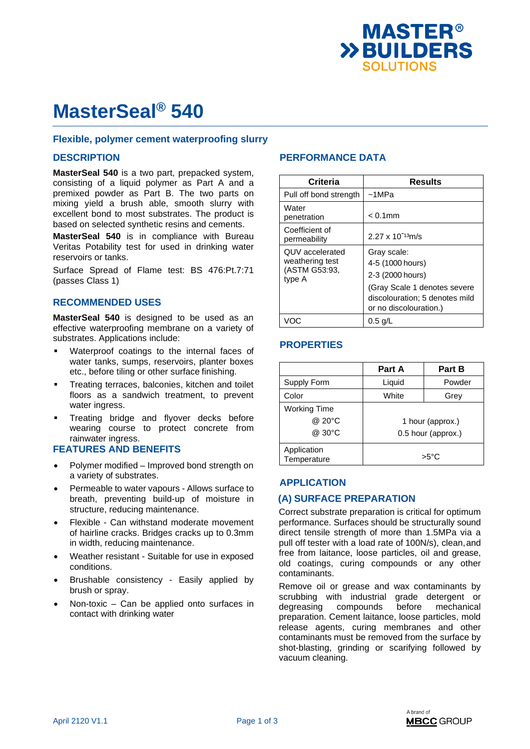# MasterSeal® 540

### Flexible, polymer cement waterproofing slurry

## DESCRIPTION

**MasterSeal 540** is a two part, prepacked system, consisting of a liquid polymer as Part A and a premixed powder as Part B. The two parts on mixing yield a brush able, smooth slurry with excellent bond to most substrates. The product is based on selected synthetic resins and cements.

**MasterSeal 540** is in compliance with Bureau Veritas Potability test for used in drinking water reservoirs or tanks.

Surface Spread of Flame test: BS 476:Pt.7:71 (passes Class 1)

## RECOMMENDED USES

**MasterSeal 540** is designed to be used as an effective waterproofing membrane on a variety of substrates. Applications include:

- Waterproof coatings to the internal faces of water tanks, sumps, reservoirs, planter boxes etc., before tiling or other surface finishing.
- Treating terraces, balconies, kitchen and toilet floors as a sandwich treatment, to prevent water ingress.
- Treating bridge and flyover decks before wearing course to protect concrete from rainwater ingress.

## FEATURES AND BENEFITS

- Polymer modified – Improved bond strength on a variety of substrates.
- Permeable to water vapours - Allows surface to breath, preventing build-up of moisture in structure, reducing maintenance.
- Flexible - Can withstand moderate movement of hairline cracks. Bridges cracks up to 0.3mm in width, reducing maintenance.
- Weather resistant - Suitable for use in exposed conditions.
- Brushable consistency - Easily applied by brush or spray.
- Non-toxic – Can be applied onto surfaces in contact with drinking water

## PERFORMANCE DATA

| Criteria | Results |
|---|---|
| Pull off bond strength | ~1MPa |
| Water penetration | < 0.1mm |
| Coefficient of permeability | $2.27 \times 10^{-13}$m/s |
| QUV accelerated weathering test (ASTM G53:93, type A | Gray scale: 4-5 (1000 hours) 2-3 (2000 hours) (Gray Scale 1 denotes severe discolouration; 5 denotes mild or no discolouration.) |
| VOC | 0.5 g/L |

## PROPERTIES

| | Part A | Part B |
|---|---|---|
| Supply Form | Liquid | Powder |
| Color | White | Grey |
| Working Time @ 20°C @ 30°C | 1 hour (approx.) 0.5 hour (approx.) | |
| Application Temperature | >5°C | |

## APPLICATION

## (A) SURFACE PREPARATION

Correct substrate preparation is critical for optimum performance. Surfaces should be structurally sound direct tensile strength of more than 1.5MPa via a pull off tester with a load rate of 100N/s), clean, and free from laitance, loose particles, oil and grease, old coatings, curing compounds or any other contaminants.

Remove oil or grease and wax contaminants by scrubbing with industrial grade detergent or degreasing compounds before mechanical preparation. Cement laitance, loose particles, mold release agents, curing membranes and other contaminants must be removed from the surface by shot-blasting, grinding or scarifying followed by vacuum cleaning.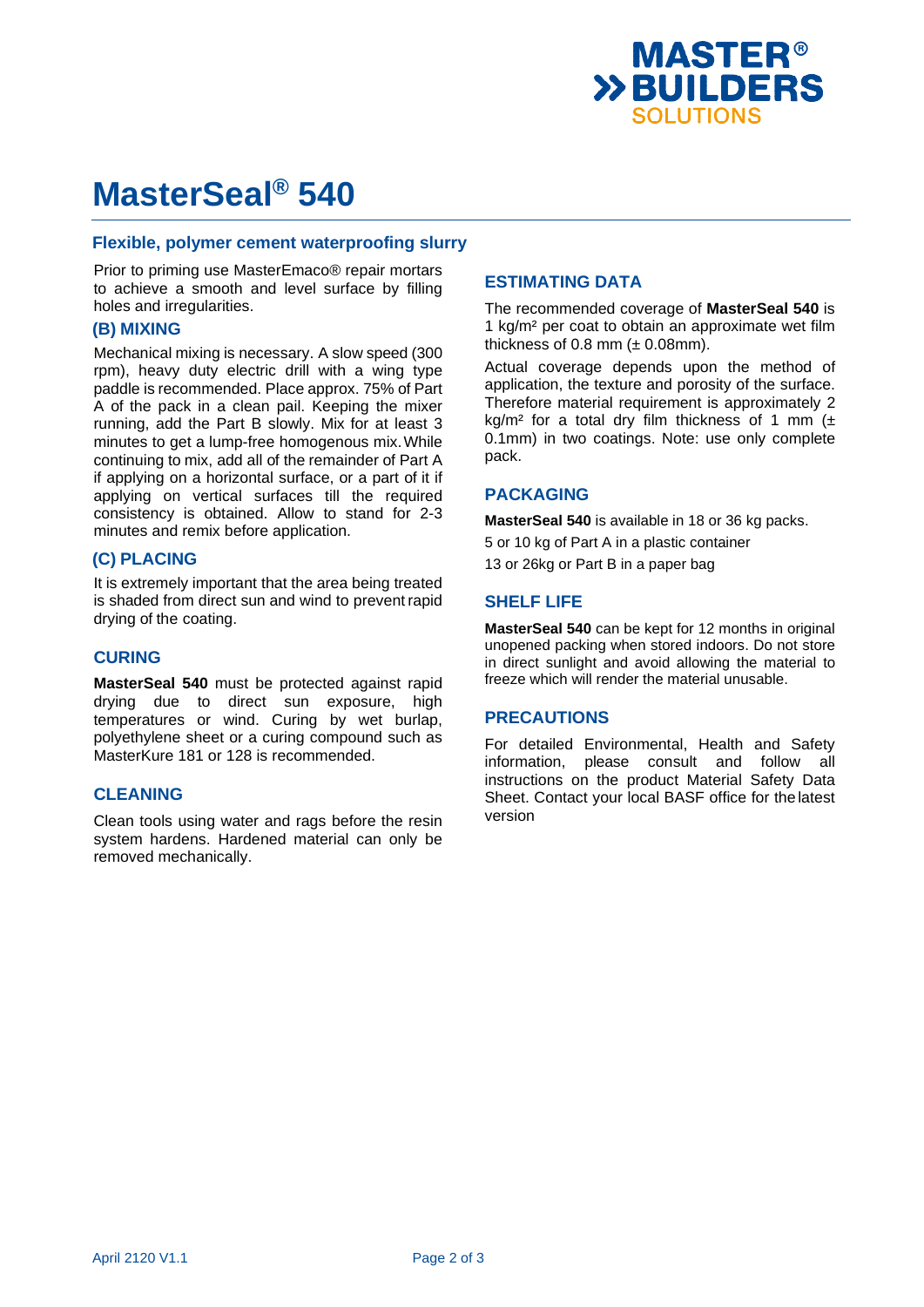# MasterSeal® 540

## Flexible, polymer cement waterproofing slurry

Prior to priming use MasterEmaco® repair mortars to achieve a smooth and level surface by filling holes and irregularities.

### (B) MIXING

Mechanical mixing is necessary. A slow speed (300 rpm), heavy duty electric drill with a wing type paddle is recommended. Place approx. 75% of Part A of the pack in a clean pail. Keeping the mixer running, add the Part B slowly. Mix for at least 3 minutes to get a lump-free homogenous mix. While continuing to mix, add all of the remainder of Part A if applying on a horizontal surface, or a part of it if applying on vertical surfaces till the required consistency is obtained. Allow to stand for 2-3 minutes and remix before application.

### (C) PLACING

It is extremely important that the area being treated is shaded from direct sun and wind to prevent rapid drying of the coating.

## CURING

**MasterSeal 540** must be protected against rapid drying due to direct sun exposure, high temperatures or wind. Curing by wet burlap, polyethylene sheet or a curing compound such as MasterKure 181 or 128 is recommended.

## CLEANING

Clean tools using water and rags before the resin system hardens. Hardened material can only be removed mechanically.

## ESTIMATING DATA

The recommended coverage of **MasterSeal 540** is 1 kg/m² per coat to obtain an approximate wet film thickness of 0.8 mm (± 0.08mm).

Actual coverage depends upon the method of application, the texture and porosity of the surface. Therefore material requirement is approximately 2 kg/m² for a total dry film thickness of 1 mm (± 0.1mm) in two coatings. Note: use only complete pack.

## PACKAGING

**MasterSeal 540** is available in 18 or 36 kg packs.

5 or 10 kg of Part A in a plastic container

13 or 26kg or Part B in a paper bag

## SHELF LIFE

**MasterSeal 540** can be kept for 12 months in original unopened packing when stored indoors. Do not store in direct sunlight and avoid allowing the material to freeze which will render the material unusable.

## PRECAUTIONS

For detailed Environmental, Health and Safety information, please consult and follow all instructions on the product Material Safety Data Sheet. Contact your local BASF office for the latest version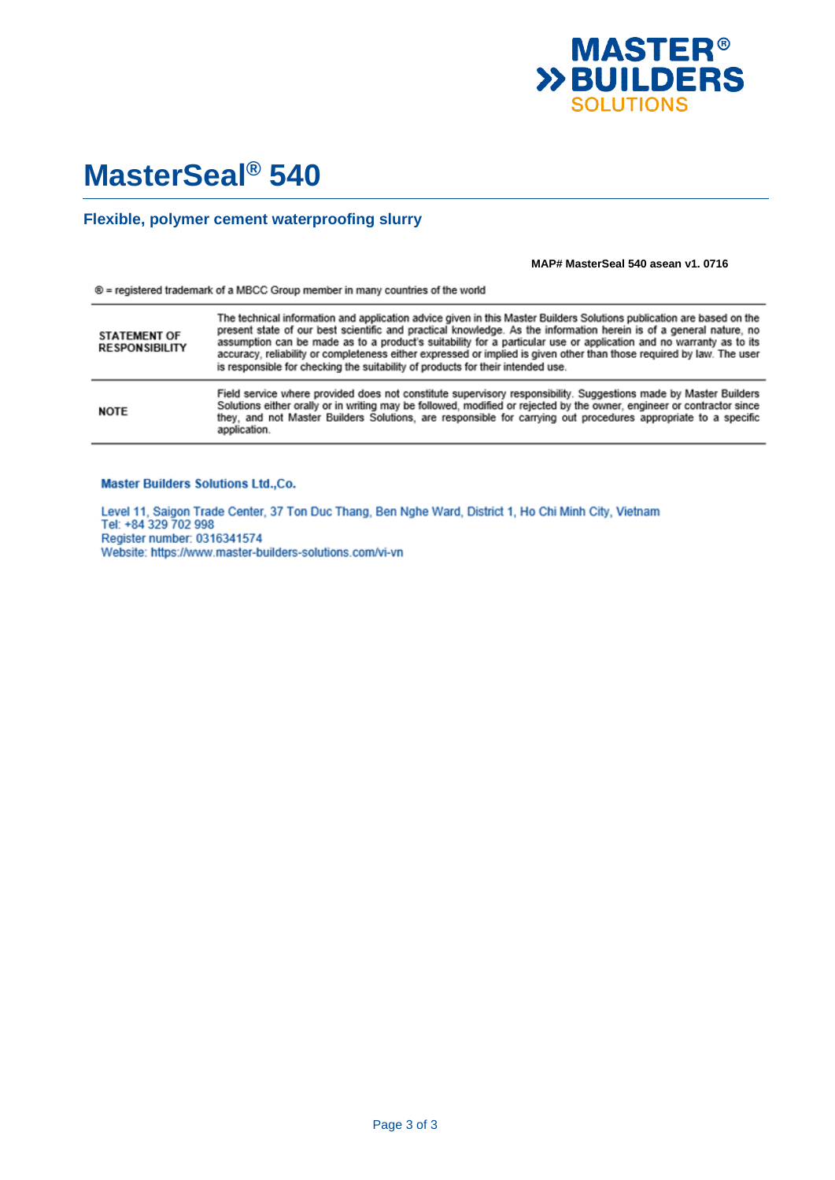# MasterSeal® 540

## Flexible, polymer cement waterproofing slurry

**MAP# MasterSeal 540 asean v1. 0716**

® = registered trademark of a MBCC Group member in many countries of the world

| | |
|---|---|
| **STATEMENT OF RESPONSIBILITY** | The technical information and application advice given in this Master Builders Solutions publication are based on the present state of our best scientific and practical knowledge. As the information herein is of a general nature, no assumption can be made as to a product's suitability for a particular use or application and no warranty as to its accuracy, reliability or completeness either expressed or implied is given other than those required by law. The user is responsible for checking the suitability of products for their intended use. |
| **NOTE** | Field service where provided does not constitute supervisory responsibility. Suggestions made by Master Builders Solutions either orally or in writing may be followed, modified or rejected by the owner, engineer or contractor since they, and not Master Builders Solutions, are responsible for carrying out procedures appropriate to a specific application. |

**Master Builders Solutions Ltd.,Co.**

Level 11, Saigon Trade Center, 37 Ton Duc Thang, Ben Nghe Ward, District 1, Ho Chi Minh City, Vietnam
Tel: +84 329 702 998
Register number: 0316341574
Website: https://www.master-builders-solutions.com/vi-vn